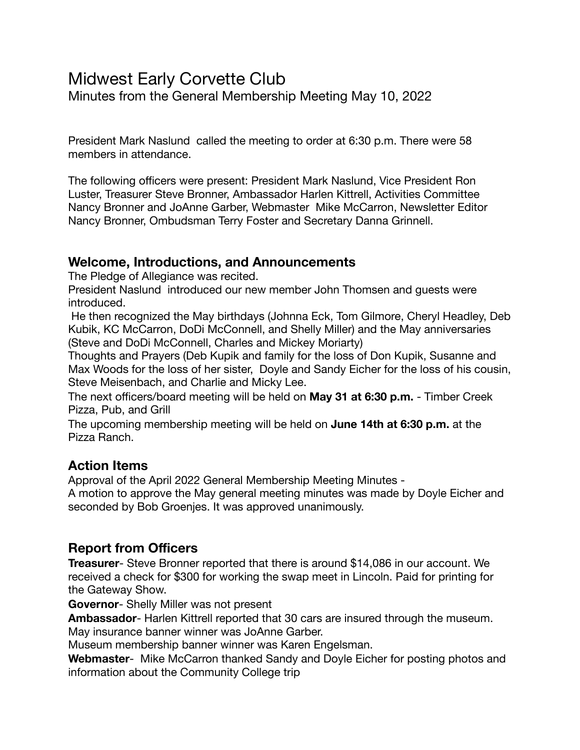# Midwest Early Corvette Club

Minutes from the General Membership Meeting May 10, 2022

President Mark Naslund called the meeting to order at 6:30 p.m. There were 58 members in attendance.

The following officers were present: President Mark Naslund, Vice President Ron Luster, Treasurer Steve Bronner, Ambassador Harlen Kittrell, Activities Committee Nancy Bronner and JoAnne Garber, Webmaster Mike McCarron, Newsletter Editor Nancy Bronner, Ombudsman Terry Foster and Secretary Danna Grinnell.

## Welcome, Introductions, and Announcements

The Pledge of Allegiance was recited.

President Naslund introduced our new member John Thomsen and guests were introduced.

He then recognized the May birthdays (Johnna Eck, Tom Gilmore, Cheryl Headley, Deb Kubik, KC McCarron, DoDi McConnell, and Shelly Miller) and the May anniversaries (Steve and DoDi McConnell, Charles and Mickey Moriarty)

Thoughts and Prayers (Deb Kupik and family for the loss of Don Kupik, Susanne and Max Woods for the loss of her sister, Doyle and Sandy Eicher for the loss of his cousin, Steve Meisenbach, and Charlie and Micky Lee.

The next officers/board meeting will be held on **May 31 at 6:30 p.m.** - Timber Creek Pizza, Pub, and Grill

The upcoming membership meeting will be held on **June 14th at 6:30 p.m.** at the Pizza Ranch.

## Action Items

Approval of the April 2022 General Membership Meeting Minutes -

A motion to approve the May general meeting minutes was made by Doyle Eicher and seconded by Bob Groenjes. It was approved unanimously.

## Report from Officers

**Treasurer**- Steve Bronner reported that there is around $14,086 in our account. We received a check for $300 for working the swap meet in Lincoln. Paid for printing for the Gateway Show.

**Governor**- Shelly Miller was not present

**Ambassador**- Harlen Kittrell reported that 30 cars are insured through the museum. May insurance banner winner was JoAnne Garber.

Museum membership banner winner was Karen Engelsman.

**Webmaster**- Mike McCarron thanked Sandy and Doyle Eicher for posting photos and information about the Community College trip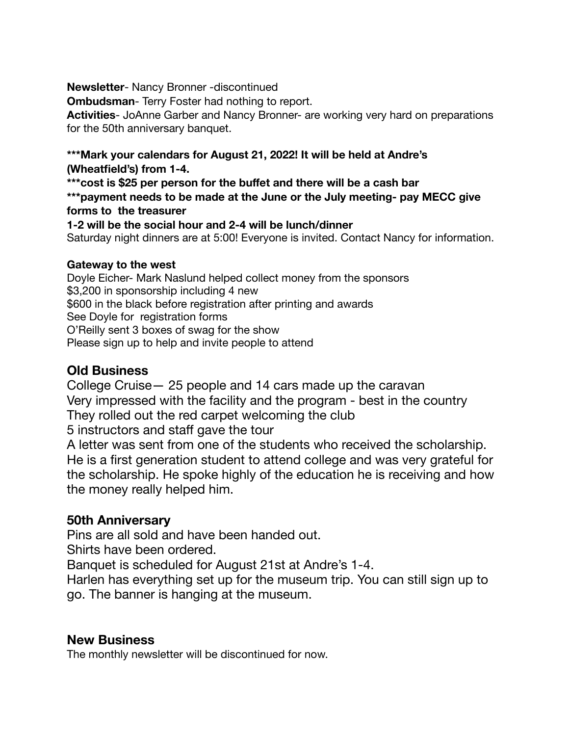**Newsletter**- Nancy Bronner -discontinued
**Ombudsman**- Terry Foster had nothing to report.
**Activities**- JoAnne Garber and Nancy Bronner- are working very hard on preparations for the 50th anniversary banquet.

**\*\*\*Mark your calendars for August 21, 2022! It will be held at Andre's (Wheatfield's) from 1-4.**
**\*\*\*cost is $25 per person for the buffet and there will be a cash bar**
**\*\*\*payment needs to be made at the June or the July meeting- pay MECC give forms to the treasurer**
**1-2 will be the social hour and 2-4 will be lunch/dinner**
Saturday night dinners are at 5:00! Everyone is invited. Contact Nancy for information.

**Gateway to the west**
Doyle Eicher- Mark Naslund helped collect money from the sponsors
$3,200 in sponsorship including 4 new
$600 in the black before registration after printing and awards
See Doyle for registration forms
O'Reilly sent 3 boxes of swag for the show
Please sign up to help and invite people to attend

## Old Business

College Cruise— 25 people and 14 cars made up the caravan
Very impressed with the facility and the program - best in the country
They rolled out the red carpet welcoming the club
5 instructors and staff gave the tour
A letter was sent from one of the students who received the scholarship. He is a first generation student to attend college and was very grateful for the scholarship. He spoke highly of the education he is receiving and how the money really helped him.

## 50th Anniversary

Pins are all sold and have been handed out.
Shirts have been ordered.
Banquet is scheduled for August 21st at Andre's 1-4.
Harlen has everything set up for the museum trip. You can still sign up to go. The banner is hanging at the museum.

## New Business

The monthly newsletter will be discontinued for now.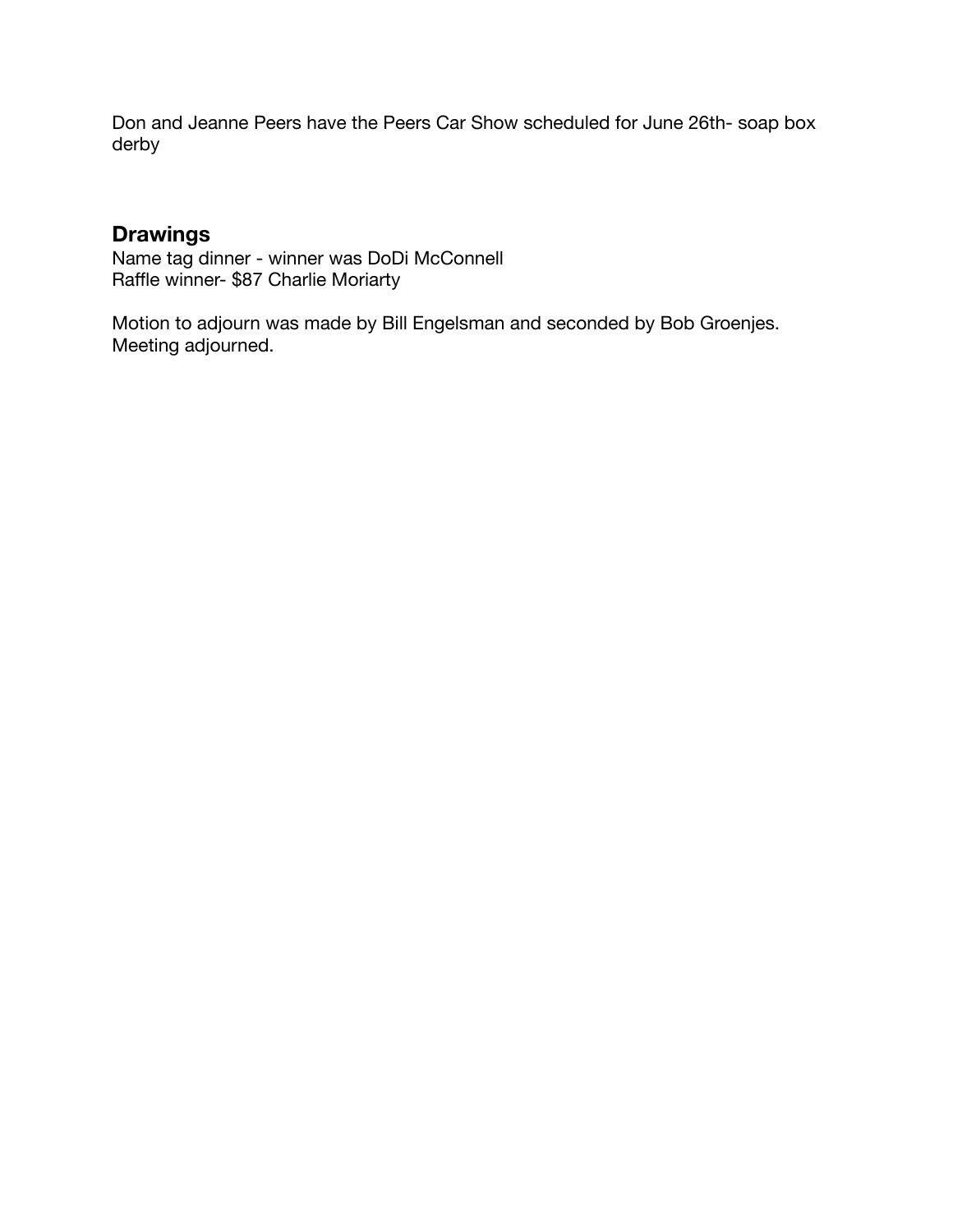Don and Jeanne Peers have the Peers Car Show scheduled for June 26th- soap box derby

## Drawings

Name tag dinner - winner was DoDi McConnell
Raffle winner- $87 Charlie Moriarty

Motion to adjourn was made by Bill Engelsman and seconded by Bob Groenjes. Meeting adjourned.